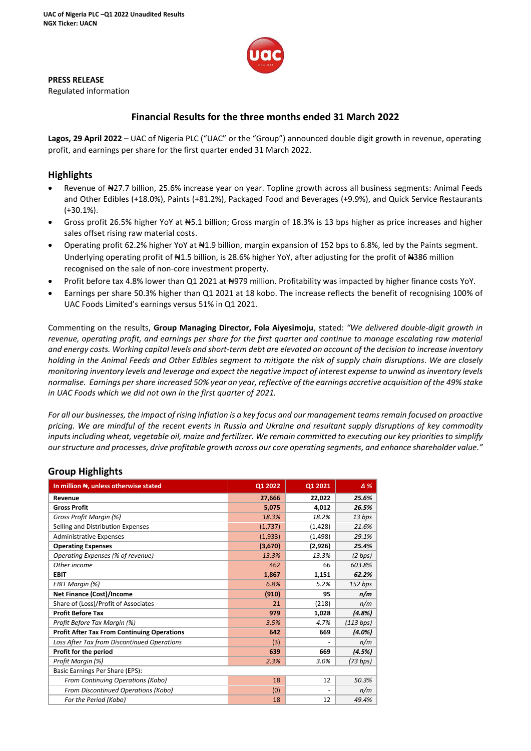UAC of Nigeria PLC –Q1 2022 Unaudited Results
NGX Ticker: UACN

**PRESS RELEASE**
Regulated information

## Financial Results for the three months ended 31 March 2022

**Lagos, 29 April 2022** – UAC of Nigeria PLC ("UAC" or the "Group") announced double digit growth in revenue, operating profit, and earnings per share for the first quarter ended 31 March 2022.

## Highlights

- Revenue of ₦27.7 billion, 25.6% increase year on year. Topline growth across all business segments: Animal Feeds and Other Edibles (+18.0%), Paints (+81.2%), Packaged Food and Beverages (+9.9%), and Quick Service Restaurants (+30.1%).
- Gross profit 26.5% higher YoY at ₦5.1 billion; Gross margin of 18.3% is 13 bps higher as price increases and higher sales offset rising raw material costs.
- Operating profit 62.2% higher YoY at ₦1.9 billion, margin expansion of 152 bps to 6.8%, led by the Paints segment. Underlying operating profit of ₦1.5 billion, is 28.6% higher YoY, after adjusting for the profit of ₦386 million recognised on the sale of non-core investment property.
- Profit before tax 4.8% lower than Q1 2021 at ₦979 million. Profitability was impacted by higher finance costs YoY.
- Earnings per share 50.3% higher than Q1 2021 at 18 kobo. The increase reflects the benefit of recognising 100% of UAC Foods Limited's earnings versus 51% in Q1 2021.

Commenting on the results, **Group Managing Director, Fola Aiyesimoju**, stated: *"We delivered double-digit growth in revenue, operating profit, and earnings per share for the first quarter and continue to manage escalating raw material and energy costs. Working capital levels and short-term debt are elevated on account of the decision to increase inventory holding in the Animal Feeds and Other Edibles segment to mitigate the risk of supply chain disruptions. We are closely monitoring inventory levels and leverage and expect the negative impact of interest expense to unwind as inventory levels normalise. Earnings per share increased 50% year on year, reflective of the earnings accretive acquisition of the 49% stake in UAC Foods which we did not own in the first quarter of 2021.*

*For all our businesses, the impact of rising inflation is a key focus and our management teams remain focused on proactive pricing. We are mindful of the recent events in Russia and Ukraine and resultant supply disruptions of key commodity inputs including wheat, vegetable oil, maize and fertilizer. We remain committed to executing our key priorities to simplify our structure and processes, drive profitable growth across our core operating segments, and enhance shareholder value."*

## Group Highlights

| In million ₦, unless otherwise stated | Q1 2022 | Q1 2021 | Δ % |
|---|---|---|---|
| **Revenue** | **27,666** | **22,022** | ***25.6%*** |
| **Gross Profit** | **5,075** | **4,012** | ***26.5%*** |
| *Gross Profit Margin (%)* | *18.3%* | *18.2%* | *13 bps* |
| Selling and Distribution Expenses | (1,737) | (1,428) | *21.6%* |
| Administrative Expenses | (1,933) | (1,498) | *29.1%* |
| **Operating Expenses** | **(3,670)** | **(2,926)** | ***25.4%*** |
| *Operating Expenses (% of revenue)* | *13.3%* | *13.3%* | *(2 bps)* |
| *Other income* | 462 | 66 | *603.8%* |
| **EBIT** | **1,867** | **1,151** | ***62.2%*** |
| *EBIT Margin (%)* | *6.8%* | *5.2%* | *152 bps* |
| **Net Finance (Cost)/Income** | **(910)** | **95** | ***n/m*** |
| Share of (Loss)/Profit of Associates | 21 | (218) | *n/m* |
| **Profit Before Tax** | **979** | **1,028** | ***(4.8%)*** |
| *Profit Before Tax Margin (%)* | *3.5%* | *4.7%* | *(113 bps)* |
| **Profit After Tax From Continuing Operations** | **642** | **669** | ***(4.0%)*** |
| *Loss After Tax from Discontinued Operations* | (3) | - | *n/m* |
| **Profit for the period** | **639** | **669** | ***(4.5%)*** |
| *Profit Margin (%)* | *2.3%* | *3.0%* | *(73 bps)* |
| Basic Earnings Per Share (EPS): | | | |
| *From Continuing Operations (Kobo)* | 18 | 12 | *50.3%* |
| *From Discontinued Operations (Kobo)* | (0) | - | *n/m* |
| *For the Period (Kobo)* | 18 | 12 | *49.4%* |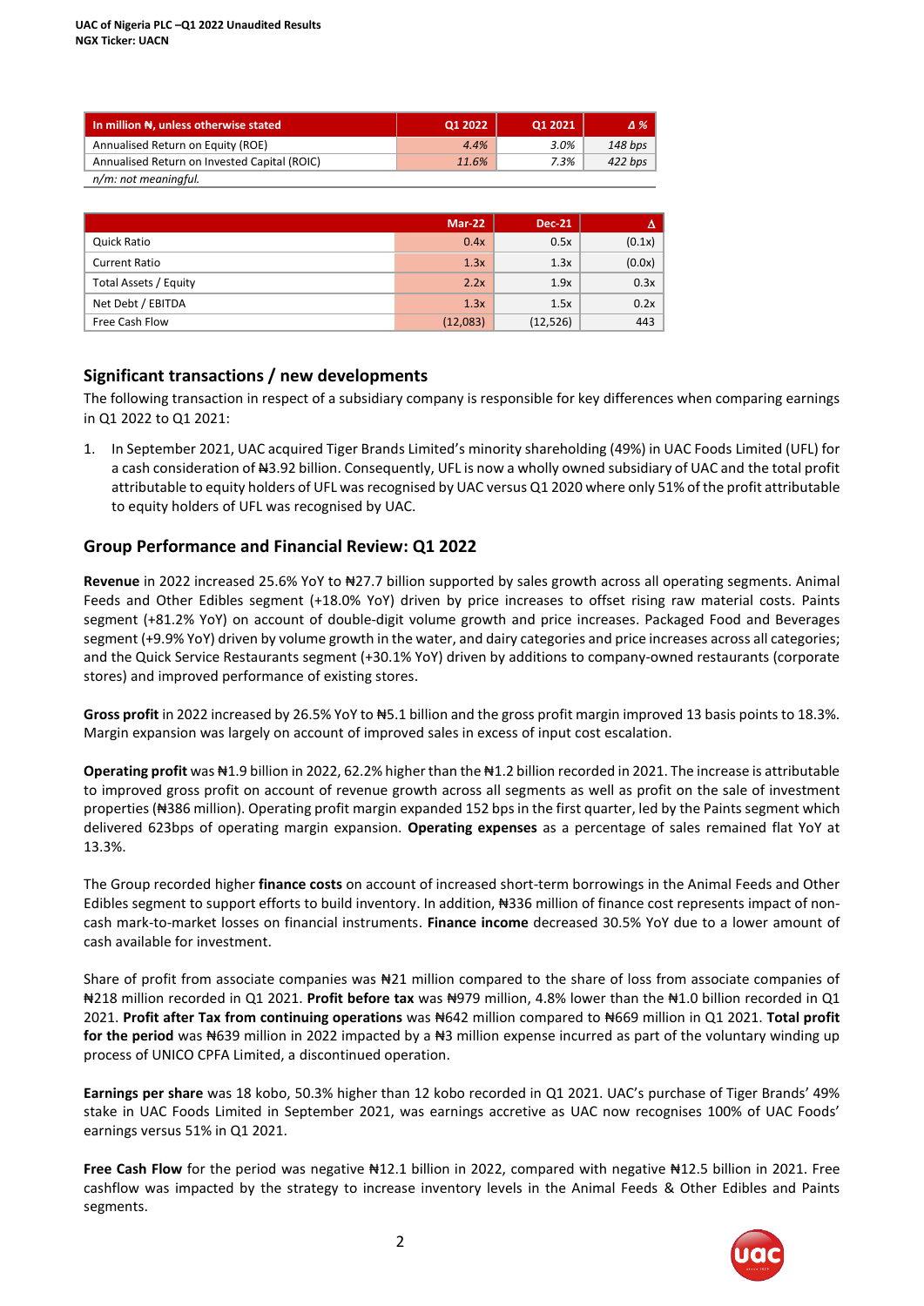| In million ₦, unless otherwise stated | Q1 2022 | Q1 2021 | Δ % |
|---|---|---|---|
| Annualised Return on Equity (ROE) | *4.4%* | *3.0%* | *148 bps* |
| Annualised Return on Invested Capital (ROIC) | *11.6%* | *7.3%* | *422 bps* |

*n/m: not meaningful.*

| | Mar-22 | Dec-21 | Δ |
|---|---|---|---|
| Quick Ratio | 0.4x | 0.5x | (0.1x) |
| Current Ratio | 1.3x | 1.3x | (0.0x) |
| Total Assets / Equity | 2.2x | 1.9x | 0.3x |
| Net Debt / EBITDA | 1.3x | 1.5x | 0.2x |
| Free Cash Flow | (12,083) | (12,526) | 443 |

## Significant transactions / new developments

The following transaction in respect of a subsidiary company is responsible for key differences when comparing earnings in Q1 2022 to Q1 2021:

1. In September 2021, UAC acquired Tiger Brands Limited's minority shareholding (49%) in UAC Foods Limited (UFL) for a cash consideration of ₦3.92 billion. Consequently, UFL is now a wholly owned subsidiary of UAC and the total profit attributable to equity holders of UFL was recognised by UAC versus Q1 2020 where only 51% of the profit attributable to equity holders of UFL was recognised by UAC.

## Group Performance and Financial Review: Q1 2022

**Revenue** in 2022 increased 25.6% YoY to ₦27.7 billion supported by sales growth across all operating segments. Animal Feeds and Other Edibles segment (+18.0% YoY) driven by price increases to offset rising raw material costs. Paints segment (+81.2% YoY) on account of double-digit volume growth and price increases. Packaged Food and Beverages segment (+9.9% YoY) driven by volume growth in the water, and dairy categories and price increases across all categories; and the Quick Service Restaurants segment (+30.1% YoY) driven by additions to company-owned restaurants (corporate stores) and improved performance of existing stores.

**Gross profit** in 2022 increased by 26.5% YoY to ₦5.1 billion and the gross profit margin improved 13 basis points to 18.3%. Margin expansion was largely on account of improved sales in excess of input cost escalation.

**Operating profit** was ₦1.9 billion in 2022, 62.2% higher than the ₦1.2 billion recorded in 2021. The increase is attributable to improved gross profit on account of revenue growth across all segments as well as profit on the sale of investment properties (₦386 million). Operating profit margin expanded 152 bps in the first quarter, led by the Paints segment which delivered 623bps of operating margin expansion. **Operating expenses** as a percentage of sales remained flat YoY at 13.3%.

The Group recorded higher **finance costs** on account of increased short-term borrowings in the Animal Feeds and Other Edibles segment to support efforts to build inventory. In addition, ₦336 million of finance cost represents impact of non-cash mark-to-market losses on financial instruments. **Finance income** decreased 30.5% YoY due to a lower amount of cash available for investment.

Share of profit from associate companies was ₦21 million compared to the share of loss from associate companies of ₦218 million recorded in Q1 2021. **Profit before tax** was ₦979 million, 4.8% lower than the ₦1.0 billion recorded in Q1 2021. **Profit after Tax from continuing operations** was ₦642 million compared to ₦669 million in Q1 2021. **Total profit for the period** was ₦639 million in 2022 impacted by a ₦3 million expense incurred as part of the voluntary winding up process of UNICO CPFA Limited, a discontinued operation.

**Earnings per share** was 18 kobo, 50.3% higher than 12 kobo recorded in Q1 2021. UAC's purchase of Tiger Brands' 49% stake in UAC Foods Limited in September 2021, was earnings accretive as UAC now recognises 100% of UAC Foods' earnings versus 51% in Q1 2021.

**Free Cash Flow** for the period was negative ₦12.1 billion in 2022, compared with negative ₦12.5 billion in 2021. Free cashflow was impacted by the strategy to increase inventory levels in the Animal Feeds & Other Edibles and Paints segments.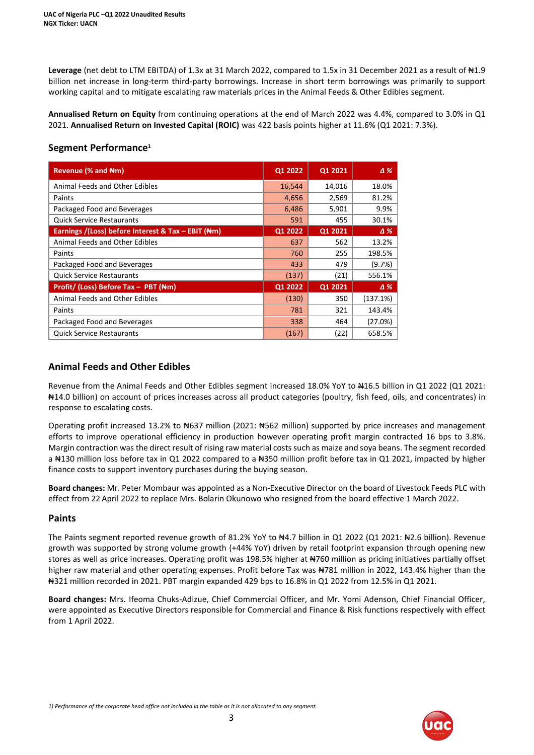**Leverage** (net debt to LTM EBITDA) of 1.3x at 31 March 2022, compared to 1.5x in 31 December 2021 as a result of ₦1.9 billion net increase in long-term third-party borrowings. Increase in short term borrowings was primarily to support working capital and to mitigate escalating raw materials prices in the Animal Feeds & Other Edibles segment.

**Annualised Return on Equity** from continuing operations at the end of March 2022 was 4.4%, compared to 3.0% in Q1 2021. **Annualised Return on Invested Capital (ROIC)** was 422 basis points higher at 11.6% (Q1 2021: 7.3%).

## Segment Performance[1]

| Revenue (% and ₦m) | Q1 2022 | Q1 2021 | Δ % |
|---|---|---|---|
| Animal Feeds and Other Edibles | 16,544 | 14,016 | 18.0% |
| Paints | 4,656 | 2,569 | 81.2% |
| Packaged Food and Beverages | 6,486 | 5,901 | 9.9% |
| Quick Service Restaurants | 591 | 455 | 30.1% |
| **Earnings /(Loss) before Interest & Tax – EBIT (₦m)** | **Q1 2022** | **Q1 2021** | **Δ %** |
| Animal Feeds and Other Edibles | 637 | 562 | 13.2% |
| Paints | 760 | 255 | 198.5% |
| Packaged Food and Beverages | 433 | 479 | (9.7%) |
| Quick Service Restaurants | (137) | (21) | 556.1% |
| **Profit/ (Loss) Before Tax – PBT (₦m)** | **Q1 2022** | **Q1 2021** | **Δ %** |
| Animal Feeds and Other Edibles | (130) | 350 | (137.1%) |
| Paints | 781 | 321 | 143.4% |
| Packaged Food and Beverages | 338 | 464 | (27.0%) |
| Quick Service Restaurants | (167) | (22) | 658.5% |

## Animal Feeds and Other Edibles

Revenue from the Animal Feeds and Other Edibles segment increased 18.0% YoY to ₦16.5 billion in Q1 2022 (Q1 2021: ₦14.0 billion) on account of prices increases across all product categories (poultry, fish feed, oils, and concentrates) in response to escalating costs.

Operating profit increased 13.2% to ₦637 million (2021: ₦562 million) supported by price increases and management efforts to improve operational efficiency in production however operating profit margin contracted 16 bps to 3.8%. Margin contraction was the direct result of rising raw material costs such as maize and soya beans. The segment recorded a ₦130 million loss before tax in Q1 2022 compared to a ₦350 million profit before tax in Q1 2021, impacted by higher finance costs to support inventory purchases during the buying season.

**Board changes:** Mr. Peter Mombaur was appointed as a Non-Executive Director on the board of Livestock Feeds PLC with effect from 22 April 2022 to replace Mrs. Bolarin Okunowo who resigned from the board effective 1 March 2022.

## Paints

The Paints segment reported revenue growth of 81.2% YoY to ₦4.7 billion in Q1 2022 (Q1 2021: ₦2.6 billion). Revenue growth was supported by strong volume growth (+44% YoY) driven by retail footprint expansion through opening new stores as well as price increases. Operating profit was 198.5% higher at ₦760 million as pricing initiatives partially offset higher raw material and other operating expenses. Profit before Tax was ₦781 million in 2022, 143.4% higher than the ₦321 million recorded in 2021. PBT margin expanded 429 bps to 16.8% in Q1 2022 from 12.5% in Q1 2021.

**Board changes:** Mrs. Ifeoma Chuks-Adizue, Chief Commercial Officer, and Mr. Yomi Adenson, Chief Financial Officer, were appointed as Executive Directors responsible for Commercial and Finance & Risk functions respectively with effect from 1 April 2022.

*1) Performance of the corporate head office not included in the table as it is not allocated to any segment.*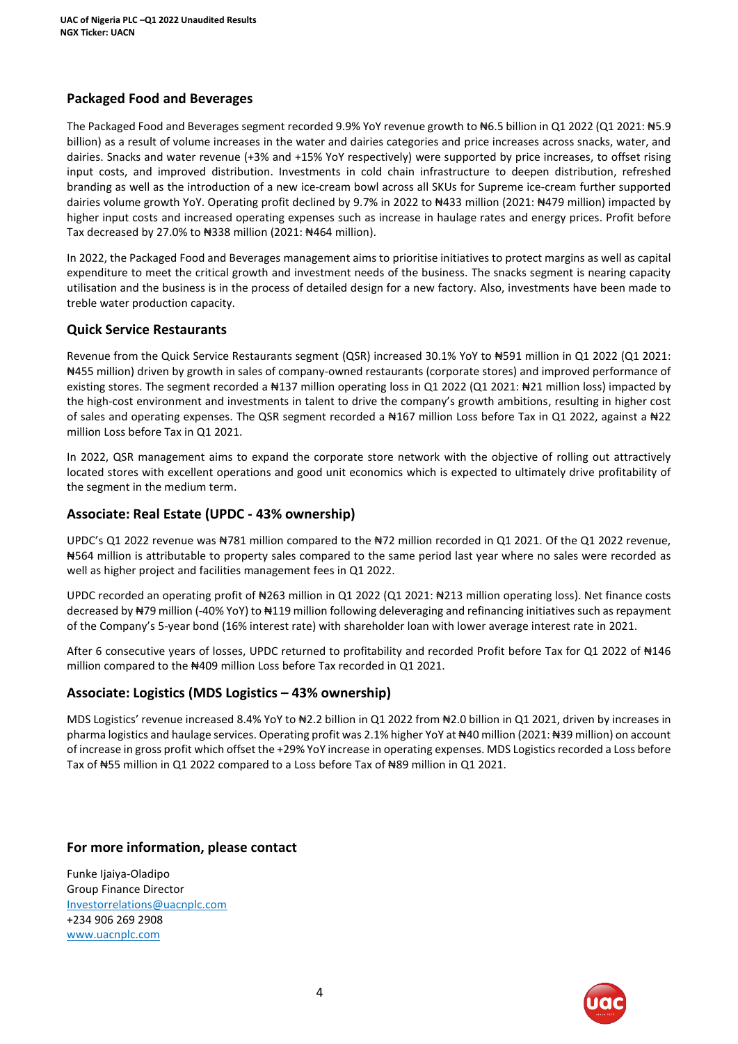## Packaged Food and Beverages

The Packaged Food and Beverages segment recorded 9.9% YoY revenue growth to ₦6.5 billion in Q1 2022 (Q1 2021: ₦5.9 billion) as a result of volume increases in the water and dairies categories and price increases across snacks, water, and dairies. Snacks and water revenue (+3% and +15% YoY respectively) were supported by price increases, to offset rising input costs, and improved distribution. Investments in cold chain infrastructure to deepen distribution, refreshed branding as well as the introduction of a new ice-cream bowl across all SKUs for Supreme ice-cream further supported dairies volume growth YoY. Operating profit declined by 9.7% in 2022 to ₦433 million (2021: ₦479 million) impacted by higher input costs and increased operating expenses such as increase in haulage rates and energy prices. Profit before Tax decreased by 27.0% to ₦338 million (2021: ₦464 million).

In 2022, the Packaged Food and Beverages management aims to prioritise initiatives to protect margins as well as capital expenditure to meet the critical growth and investment needs of the business. The snacks segment is nearing capacity utilisation and the business is in the process of detailed design for a new factory. Also, investments have been made to treble water production capacity.

## Quick Service Restaurants

Revenue from the Quick Service Restaurants segment (QSR) increased 30.1% YoY to ₦591 million in Q1 2022 (Q1 2021: ₦455 million) driven by growth in sales of company-owned restaurants (corporate stores) and improved performance of existing stores. The segment recorded a ₦137 million operating loss in Q1 2022 (Q1 2021: ₦21 million loss) impacted by the high-cost environment and investments in talent to drive the company's growth ambitions, resulting in higher cost of sales and operating expenses. The QSR segment recorded a ₦167 million Loss before Tax in Q1 2022, against a ₦22 million Loss before Tax in Q1 2021.

In 2022, QSR management aims to expand the corporate store network with the objective of rolling out attractively located stores with excellent operations and good unit economics which is expected to ultimately drive profitability of the segment in the medium term.

## Associate: Real Estate (UPDC - 43% ownership)

UPDC's Q1 2022 revenue was ₦781 million compared to the ₦72 million recorded in Q1 2021. Of the Q1 2022 revenue, ₦564 million is attributable to property sales compared to the same period last year where no sales were recorded as well as higher project and facilities management fees in Q1 2022.

UPDC recorded an operating profit of ₦263 million in Q1 2022 (Q1 2021: ₦213 million operating loss). Net finance costs decreased by ₦79 million (-40% YoY) to ₦119 million following deleveraging and refinancing initiatives such as repayment of the Company's 5-year bond (16% interest rate) with shareholder loan with lower average interest rate in 2021.

After 6 consecutive years of losses, UPDC returned to profitability and recorded Profit before Tax for Q1 2022 of ₦146 million compared to the ₦409 million Loss before Tax recorded in Q1 2021.

## Associate: Logistics (MDS Logistics – 43% ownership)

MDS Logistics' revenue increased 8.4% YoY to ₦2.2 billion in Q1 2022 from ₦2.0 billion in Q1 2021, driven by increases in pharma logistics and haulage services. Operating profit was 2.1% higher YoY at ₦40 million (2021: ₦39 million) on account of increase in gross profit which offset the +29% YoY increase in operating expenses. MDS Logistics recorded a Loss before Tax of ₦55 million in Q1 2022 compared to a Loss before Tax of ₦89 million in Q1 2021.

## For more information, please contact

Funke Ijaiya-Oladipo
Group Finance Director
Investorrelations@uacnplc.com
+234 906 269 2908
www.uacnplc.com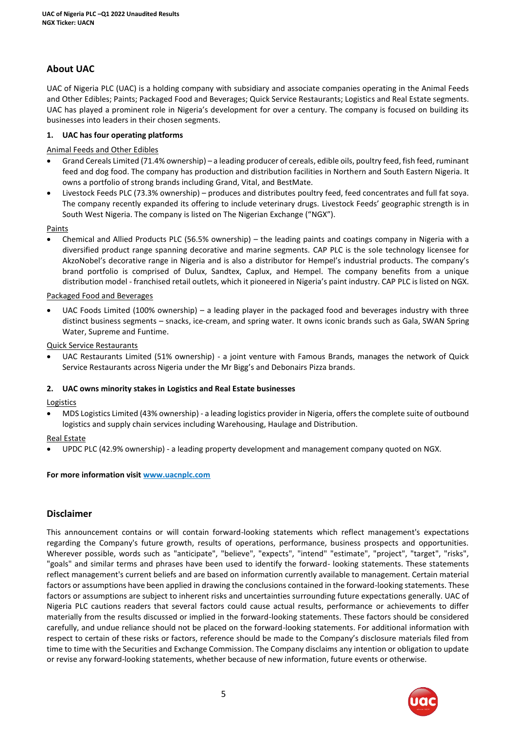## About UAC

UAC of Nigeria PLC (UAC) is a holding company with subsidiary and associate companies operating in the Animal Feeds and Other Edibles; Paints; Packaged Food and Beverages; Quick Service Restaurants; Logistics and Real Estate segments. UAC has played a prominent role in Nigeria's development for over a century. The company is focused on building its businesses into leaders in their chosen segments.

### 1. UAC has four operating platforms

Animal Feeds and Other Edibles

- Grand Cereals Limited (71.4% ownership) – a leading producer of cereals, edible oils, poultry feed, fish feed, ruminant feed and dog food. The company has production and distribution facilities in Northern and South Eastern Nigeria. It owns a portfolio of strong brands including Grand, Vital, and BestMate.
- Livestock Feeds PLC (73.3% ownership) – produces and distributes poultry feed, feed concentrates and full fat soya. The company recently expanded its offering to include veterinary drugs. Livestock Feeds' geographic strength is in South West Nigeria. The company is listed on The Nigerian Exchange ("NGX").

Paints

- Chemical and Allied Products PLC (56.5% ownership) – the leading paints and coatings company in Nigeria with a diversified product range spanning decorative and marine segments. CAP PLC is the sole technology licensee for AkzoNobel's decorative range in Nigeria and is also a distributor for Hempel's industrial products. The company's brand portfolio is comprised of Dulux, Sandtex, Caplux, and Hempel. The company benefits from a unique distribution model - franchised retail outlets, which it pioneered in Nigeria's paint industry. CAP PLC is listed on NGX.

Packaged Food and Beverages

- UAC Foods Limited (100% ownership) – a leading player in the packaged food and beverages industry with three distinct business segments – snacks, ice-cream, and spring water. It owns iconic brands such as Gala, SWAN Spring Water, Supreme and Funtime.

Quick Service Restaurants

- UAC Restaurants Limited (51% ownership) - a joint venture with Famous Brands, manages the network of Quick Service Restaurants across Nigeria under the Mr Bigg's and Debonairs Pizza brands.

### 2. UAC owns minority stakes in Logistics and Real Estate businesses

Logistics

- MDS Logistics Limited (43% ownership) - a leading logistics provider in Nigeria, offers the complete suite of outbound logistics and supply chain services including Warehousing, Haulage and Distribution.

Real Estate

- UPDC PLC (42.9% ownership) - a leading property development and management company quoted on NGX.

**For more information visit [www.uacnplc.com](http://www.uacnplc.com)**

## Disclaimer

This announcement contains or will contain forward-looking statements which reflect management's expectations regarding the Company's future growth, results of operations, performance, business prospects and opportunities. Wherever possible, words such as "anticipate", "believe", "expects", "intend" "estimate", "project", "target", "risks", "goals" and similar terms and phrases have been used to identify the forward- looking statements. These statements reflect management's current beliefs and are based on information currently available to management. Certain material factors or assumptions have been applied in drawing the conclusions contained in the forward-looking statements. These factors or assumptions are subject to inherent risks and uncertainties surrounding future expectations generally. UAC of Nigeria PLC cautions readers that several factors could cause actual results, performance or achievements to differ materially from the results discussed or implied in the forward-looking statements. These factors should be considered carefully, and undue reliance should not be placed on the forward-looking statements. For additional information with respect to certain of these risks or factors, reference should be made to the Company's disclosure materials filed from time to time with the Securities and Exchange Commission. The Company disclaims any intention or obligation to update or revise any forward-looking statements, whether because of new information, future events or otherwise.